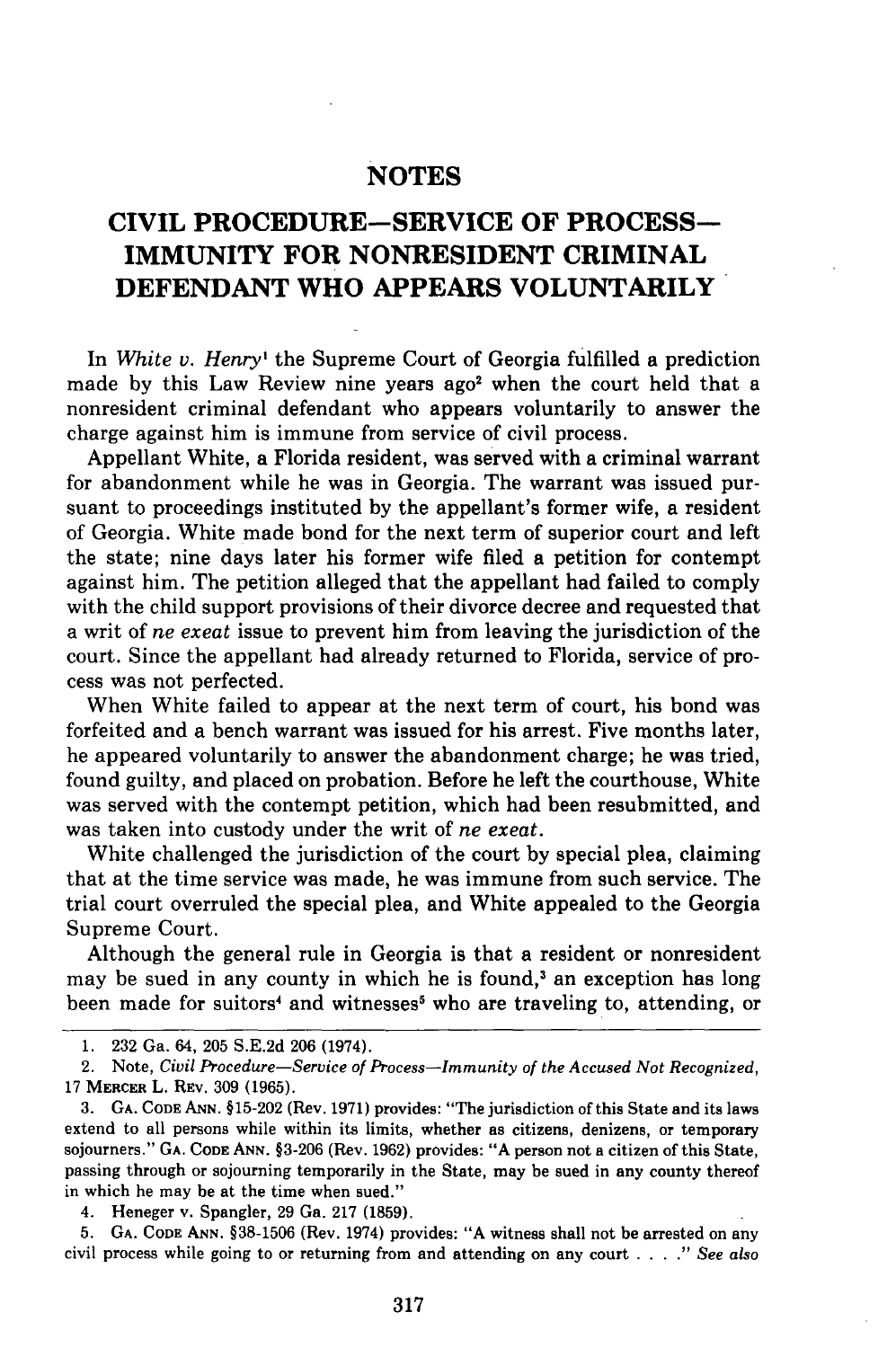# NOTES

## CIVIL PROCEDURE—SERVICE OF PROCESS—IMMUNITY FOR NONRESIDENT CRIMINAL DEFENDANT WHO APPEARS VOLUNTARILY

In *White v. Henry*[1] the Supreme Court of Georgia fulfilled a prediction made by this Law Review nine years ago[2] when the court held that a nonresident criminal defendant who appears voluntarily to answer the charge against him is immune from service of civil process.

Appellant White, a Florida resident, was served with a criminal warrant for abandonment while he was in Georgia. The warrant was issued pursuant to proceedings instituted by the appellant's former wife, a resident of Georgia. White made bond for the next term of superior court and left the state; nine days later his former wife filed a petition for contempt against him. The petition alleged that the appellant had failed to comply with the child support provisions of their divorce decree and requested that a writ of *ne exeat* issue to prevent him from leaving the jurisdiction of the court. Since the appellant had already returned to Florida, service of process was not perfected.

When White failed to appear at the next term of court, his bond was forfeited and a bench warrant was issued for his arrest. Five months later, he appeared voluntarily to answer the abandonment charge; he was tried, found guilty, and placed on probation. Before he left the courthouse, White was served with the contempt petition, which had been resubmitted, and was taken into custody under the writ of *ne exeat*.

White challenged the jurisdiction of the court by special plea, claiming that at the time service was made, he was immune from such service. The trial court overruled the special plea, and White appealed to the Georgia Supreme Court.

Although the general rule in Georgia is that a resident or nonresident may be sued in any county in which he is found,[3] an exception has long been made for suitors[4] and witnesses[5] who are traveling to, attending, or

---

1. 232 Ga. 64, 205 S.E.2d 206 (1974).

2. Note, *Civil Procedure—Service of Process—Immunity of the Accused Not Recognized*, 17 MERCER L. REV. 309 (1965).

3. GA. CODE ANN. §15-202 (Rev. 1971) provides: "The jurisdiction of this State and its laws extend to all persons while within its limits, whether as citizens, denizens, or temporary sojourners." GA. CODE ANN. §3-206 (Rev. 1962) provides: "A person not a citizen of this State, passing through or sojourning temporarily in the State, may be sued in any county thereof in which he may be at the time when sued."

4. Heneger v. Spangler, 29 Ga. 217 (1859).

5. GA. CODE ANN. §38-1506 (Rev. 1974) provides: "A witness shall not be arrested on any civil process while going to or returning from and attending on any court . . . ." *See also*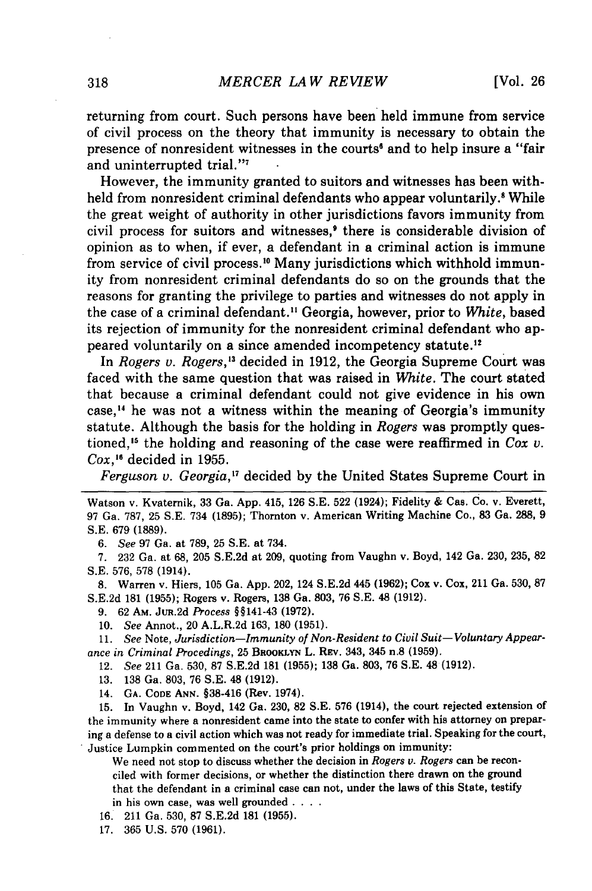returning from court. Such persons have been held immune from service of civil process on the theory that immunity is necessary to obtain the presence of nonresident witnesses in the courts[6] and to help insure a "fair and uninterrupted trial."[7]

However, the immunity granted to suitors and witnesses has been withheld from nonresident criminal defendants who appear voluntarily.[8] While the great weight of authority in other jurisdictions favors immunity from civil process for suitors and witnesses,[9] there is considerable division of opinion as to when, if ever, a defendant in a criminal action is immune from service of civil process.[10] Many jurisdictions which withhold immunity from nonresident criminal defendants do so on the grounds that the reasons for granting the privilege to parties and witnesses do not apply in the case of a criminal defendant.[11] Georgia, however, prior to *White*, based its rejection of immunity for the nonresident criminal defendant who appeared voluntarily on a since amended incompetency statute.[12]

In *Rogers v. Rogers*,[13] decided in 1912, the Georgia Supreme Court was faced with the same question that was raised in *White*. The court stated that because a criminal defendant could not give evidence in his own case,[14] he was not a witness within the meaning of Georgia's immunity statute. Although the basis for the holding in *Rogers* was promptly questioned,[15] the holding and reasoning of the case were reaffirmed in *Cox v. Cox*,[16] decided in 1955.

*Ferguson v. Georgia*,[17] decided by the United States Supreme Court in

---

Watson v. Kvaternik, 33 Ga. App. 415, 126 S.E. 522 (1924); Fidelity & Cas. Co. v. Everett, 97 Ga. 787, 25 S.E. 734 (1895); Thornton v. American Writing Machine Co., 83 Ga. 288, 9 S.E. 679 (1889).

6. *See* 97 Ga. at 789, 25 S.E. at 734.

7. 232 Ga. at 68, 205 S.E.2d at 209, quoting from Vaughn v. Boyd, 142 Ga. 230, 235, 82 S.E. 576, 578 (1914).

8. Warren v. Hiers, 105 Ga. App. 202, 124 S.E.2d 445 (1962); Cox v. Cox, 211 Ga. 530, 87 S.E.2d 181 (1955); Rogers v. Rogers, 138 Ga. 803, 76 S.E. 48 (1912).

9. 62 Am. Jur.2d *Process* §§141-43 (1972).

10. *See* Annot., 20 A.L.R.2d 163, 180 (1951).

11. *See* Note, *Jurisdiction—Immunity of Non-Resident to Civil Suit—Voluntary Appearance in Criminal Procedings*, 25 Brooklyn L. Rev. 343, 345 n.8 (1959).

12. *See* 211 Ga. 530, 87 S.E.2d 181 (1955); 138 Ga. 803, 76 S.E. 48 (1912).

13. 138 Ga. 803, 76 S.E. 48 (1912).

14. Ga. Code Ann. §38-416 (Rev. 1974).

15. In Vaughn v. Boyd, 142 Ga. 230, 82 S.E. 576 (1914), the court rejected extension of the immunity where a nonresident came into the state to confer with his attorney on preparing a defense to a civil action which was not ready for immediate trial. Speaking for the court, Justice Lumpkin commented on the court's prior holdings on immunity:

> We need not stop to discuss whether the decision in *Rogers v. Rogers* can be reconciled with former decisions, or whether the distinction there drawn on the ground that the defendant in a criminal case can not, under the laws of this State, testify in his own case, was well grounded . . . .

16. 211 Ga. 530, 87 S.E.2d 181 (1955).

17. 365 U.S. 570 (1961).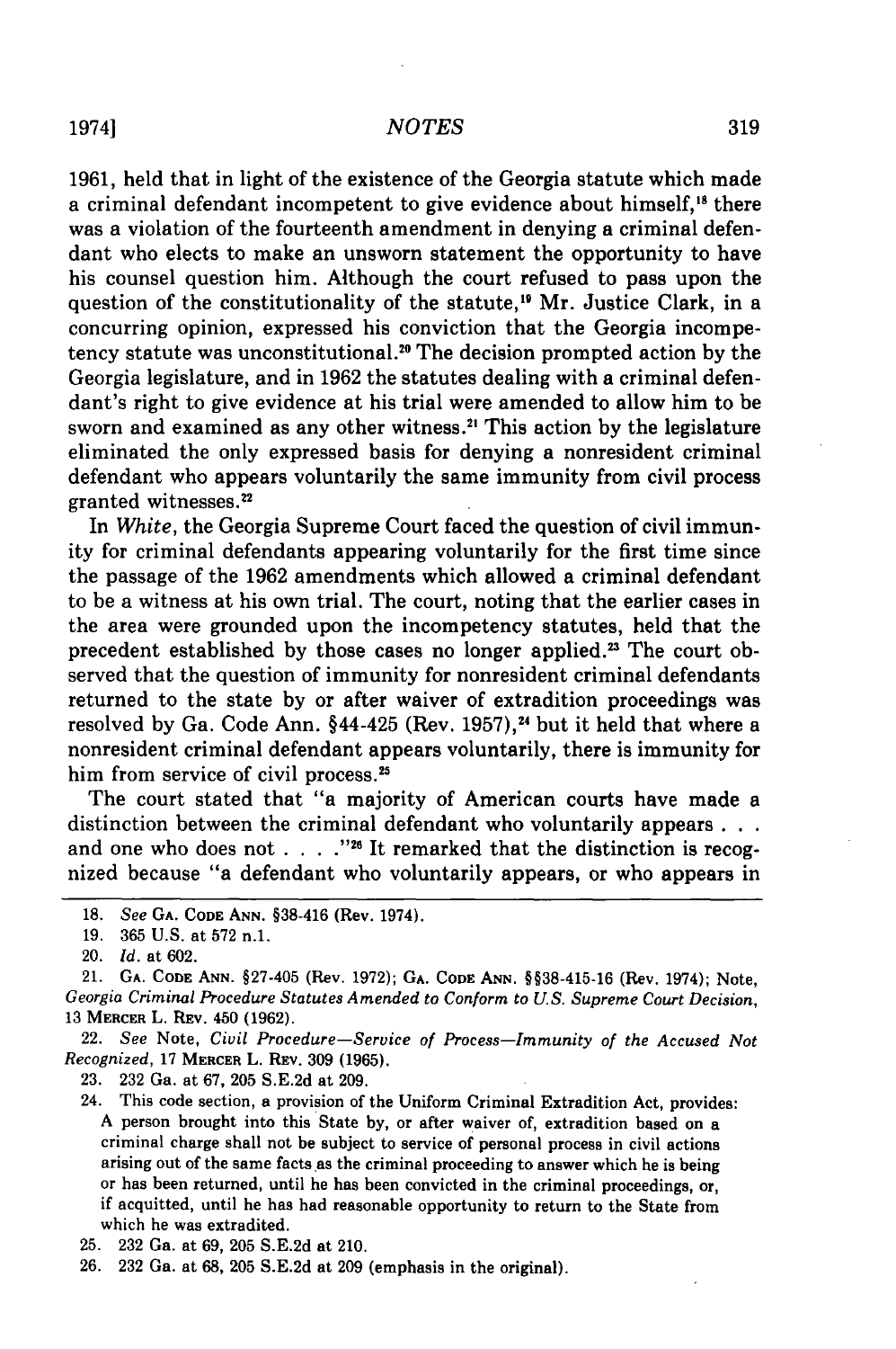1961, held that in light of the existence of the Georgia statute which made a criminal defendant incompetent to give evidence about himself,[18] there was a violation of the fourteenth amendment in denying a criminal defendant who elects to make an unsworn statement the opportunity to have his counsel question him. Although the court refused to pass upon the question of the constitutionality of the statute,[19] Mr. Justice Clark, in a concurring opinion, expressed his conviction that the Georgia incompetency statute was unconstitutional.[20] The decision prompted action by the Georgia legislature, and in 1962 the statutes dealing with a criminal defendant's right to give evidence at his trial were amended to allow him to be sworn and examined as any other witness.[21] This action by the legislature eliminated the only expressed basis for denying a nonresident criminal defendant who appears voluntarily the same immunity from civil process granted witnesses.[22]

In *White*, the Georgia Supreme Court faced the question of civil immunity for criminal defendants appearing voluntarily for the first time since the passage of the 1962 amendments which allowed a criminal defendant to be a witness at his own trial. The court, noting that the earlier cases in the area were grounded upon the incompetency statutes, held that the precedent established by those cases no longer applied.[23] The court observed that the question of immunity for nonresident criminal defendants returned to the state by or after waiver of extradition proceedings was resolved by Ga. Code Ann. §44-425 (Rev. 1957),[24] but it held that where a nonresident criminal defendant appears voluntarily, there is immunity for him from service of civil process.[25]

The court stated that "a majority of American courts have made a distinction between the criminal defendant who voluntarily appears . . . and one who does not . . . ."[26] It remarked that the distinction is recognized because "a defendant who voluntarily appears, or who appears in

---

18. *See* GA. CODE ANN. §38-416 (Rev. 1974).

19. 365 U.S. at 572 n.1.

20. *Id.* at 602.

21. GA. CODE ANN. §27-405 (Rev. 1972); GA. CODE ANN. §§38-415-16 (Rev. 1974); Note, *Georgia Criminal Procedure Statutes Amended to Conform to U.S. Supreme Court Decision*, 13 MERCER L. REV. 450 (1962).

22. *See* Note, *Civil Procedure—Service of Process—Immunity of the Accused Not Recognized*, 17 MERCER L. REV. 309 (1965).

23. 232 Ga. at 67, 205 S.E.2d at 209.

24. This code section, a provision of the Uniform Criminal Extradition Act, provides:

A person brought into this State by, or after waiver of, extradition based on a criminal charge shall not be subject to service of personal process in civil actions arising out of the same facts as the criminal proceeding to answer which he is being or has been returned, until he has been convicted in the criminal proceedings, or, if acquitted, until he has had reasonable opportunity to return to the State from which he was extradited.

25. 232 Ga. at 69, 205 S.E.2d at 210.

26. 232 Ga. at 68, 205 S.E.2d at 209 (emphasis in the original).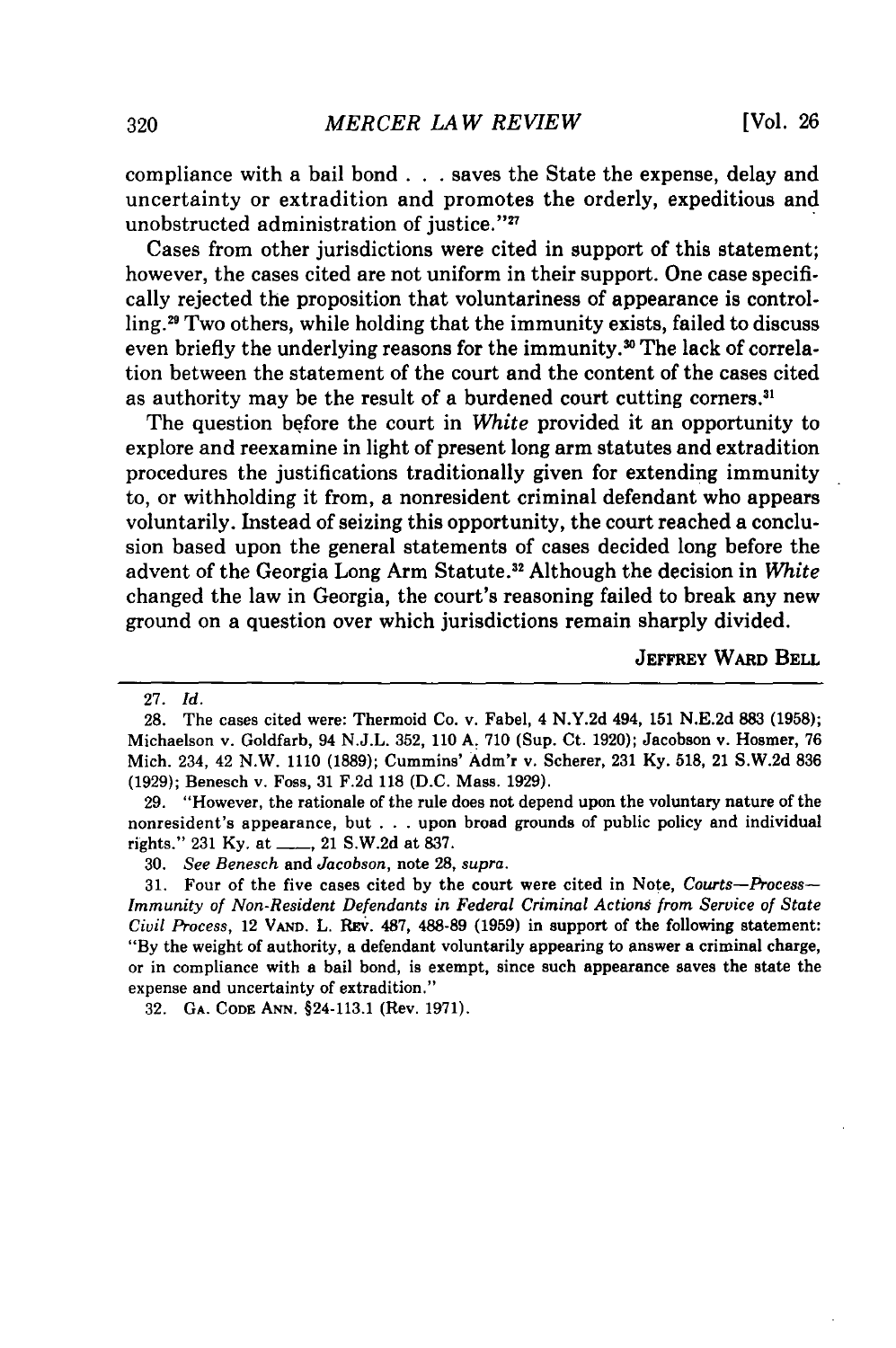compliance with a bail bond . . . saves the State the expense, delay and uncertainty or extradition and promotes the orderly, expeditious and unobstructed administration of justice."[27]

Cases from other jurisdictions were cited in support of this statement; however, the cases cited are not uniform in their support. One case specifically rejected the proposition that voluntariness of appearance is controlling.[29] Two others, while holding that the immunity exists, failed to discuss even briefly the underlying reasons for the immunity.[30] The lack of correlation between the statement of the court and the content of the cases cited as authority may be the result of a burdened court cutting corners.[31]

The question before the court in *White* provided it an opportunity to explore and reexamine in light of present long arm statutes and extradition procedures the justifications traditionally given for extending immunity to, or withholding it from, a nonresident criminal defendant who appears voluntarily. Instead of seizing this opportunity, the court reached a conclusion based upon the general statements of cases decided long before the advent of the Georgia Long Arm Statute.[32] Although the decision in *White* changed the law in Georgia, the court's reasoning failed to break any new ground on a question over which jurisdictions remain sharply divided.

JEFFREY WARD BELL

---

27. *Id.*

28. The cases cited were: Thermoid Co. v. Fabel, 4 N.Y.2d 494, 151 N.E.2d 883 (1958); Michaelson v. Goldfarb, 94 N.J.L. 352, 110 A. 710 (Sup. Ct. 1920); Jacobson v. Hosmer, 76 Mich. 234, 42 N.W. 1110 (1889); Cummins' Adm'r v. Scherer, 231 Ky. 518, 21 S.W.2d 836 (1929); Benesch v. Foss, 31 F.2d 118 (D.C. Mass. 1929).

29. "However, the rationale of the rule does not depend upon the voluntary nature of the nonresident's appearance, but . . . upon broad grounds of public policy and individual rights." 231 Ky. at \_\_\_\_, 21 S.W.2d at 837.

30. *See Benesch* and *Jacobson*, note 28, *supra.*

31. Four of the five cases cited by the court were cited in Note, *Courts—Process—Immunity of Non-Resident Defendants in Federal Criminal Actions from Service of State Civil Process*, 12 VAND. L. REV. 487, 488-89 (1959) in support of the following statement: "By the weight of authority, a defendant voluntarily appearing to answer a criminal charge, or in compliance with a bail bond, is exempt, since such appearance saves the state the expense and uncertainty of extradition."

32. GA. CODE ANN. §24-113.1 (Rev. 1971).